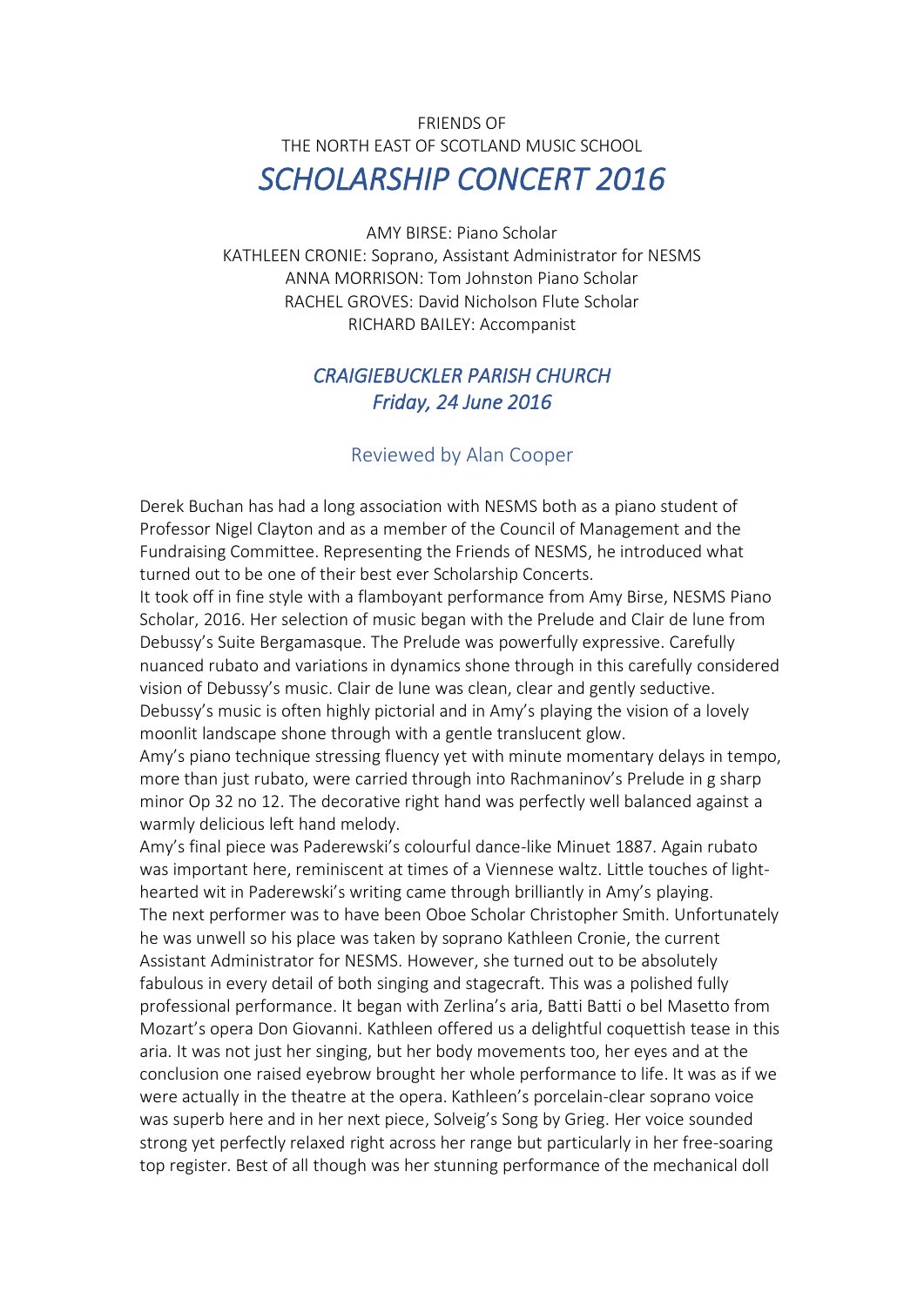FRIENDS OF
THE NORTH EAST OF SCOTLAND MUSIC SCHOOL

# *SCHOLARSHIP CONCERT 2016*

AMY BIRSE: Piano Scholar
KATHLEEN CRONIE: Soprano, Assistant Administrator for NESMS
ANNA MORRISON: Tom Johnston Piano Scholar
RACHEL GROVES: David Nicholson Flute Scholar
RICHARD BAILEY: Accompanist

## *CRAIGIEBUCKLER PARISH CHURCH*
## *Friday, 24 June 2016*

### Reviewed by Alan Cooper

Derek Buchan has had a long association with NESMS both as a piano student of Professor Nigel Clayton and as a member of the Council of Management and the Fundraising Committee. Representing the Friends of NESMS, he introduced what turned out to be one of their best ever Scholarship Concerts.

It took off in fine style with a flamboyant performance from Amy Birse, NESMS Piano Scholar, 2016. Her selection of music began with the Prelude and Clair de lune from Debussy's Suite Bergamasque. The Prelude was powerfully expressive. Carefully nuanced rubato and variations in dynamics shone through in this carefully considered vision of Debussy's music. Clair de lune was clean, clear and gently seductive. Debussy's music is often highly pictorial and in Amy's playing the vision of a lovely moonlit landscape shone through with a gentle translucent glow.

Amy's piano technique stressing fluency yet with minute momentary delays in tempo, more than just rubato, were carried through into Rachmaninov's Prelude in g sharp minor Op 32 no 12. The decorative right hand was perfectly well balanced against a warmly delicious left hand melody.

Amy's final piece was Paderewski's colourful dance-like Minuet 1887. Again rubato was important here, reminiscent at times of a Viennese waltz. Little touches of light-hearted wit in Paderewski's writing came through brilliantly in Amy's playing.

The next performer was to have been Oboe Scholar Christopher Smith. Unfortunately he was unwell so his place was taken by soprano Kathleen Cronie, the current Assistant Administrator for NESMS. However, she turned out to be absolutely fabulous in every detail of both singing and stagecraft. This was a polished fully professional performance. It began with Zerlina's aria, Batti Batti o bel Masetto from Mozart's opera Don Giovanni. Kathleen offered us a delightful coquettish tease in this aria. It was not just her singing, but her body movements too, her eyes and at the conclusion one raised eyebrow brought her whole performance to life. It was as if we were actually in the theatre at the opera. Kathleen's porcelain-clear soprano voice was superb here and in her next piece, Solveig's Song by Grieg. Her voice sounded strong yet perfectly relaxed right across her range but particularly in her free-soaring top register. Best of all though was her stunning performance of the mechanical doll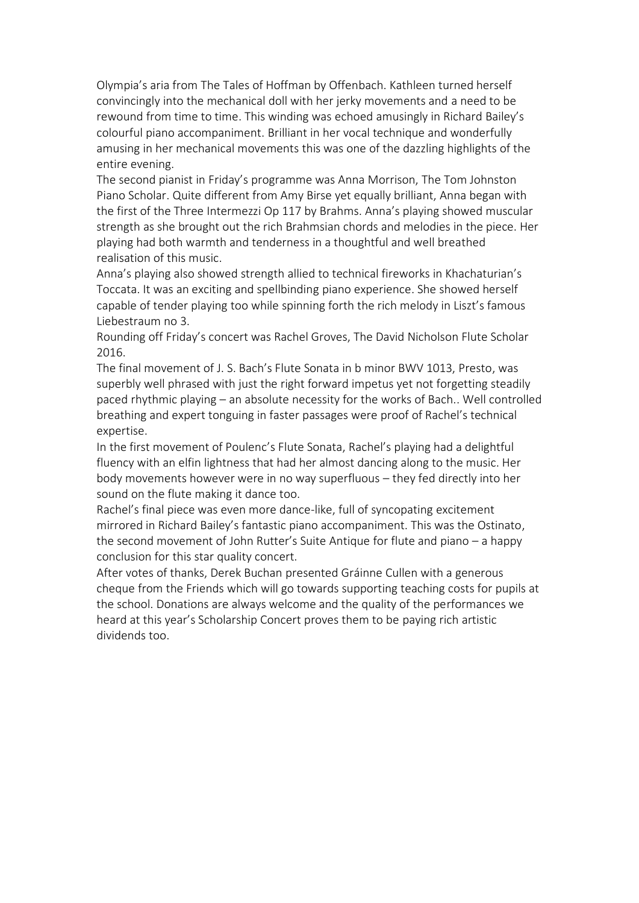Olympia's aria from The Tales of Hoffman by Offenbach. Kathleen turned herself convincingly into the mechanical doll with her jerky movements and a need to be rewound from time to time. This winding was echoed amusingly in Richard Bailey's colourful piano accompaniment. Brilliant in her vocal technique and wonderfully amusing in her mechanical movements this was one of the dazzling highlights of the entire evening.

The second pianist in Friday's programme was Anna Morrison, The Tom Johnston Piano Scholar. Quite different from Amy Birse yet equally brilliant, Anna began with the first of the Three Intermezzi Op 117 by Brahms. Anna's playing showed muscular strength as she brought out the rich Brahmsian chords and melodies in the piece. Her playing had both warmth and tenderness in a thoughtful and well breathed realisation of this music.

Anna's playing also showed strength allied to technical fireworks in Khachaturian's Toccata. It was an exciting and spellbinding piano experience. She showed herself capable of tender playing too while spinning forth the rich melody in Liszt's famous Liebestraum no 3.

Rounding off Friday's concert was Rachel Groves, The David Nicholson Flute Scholar 2016.

The final movement of J. S. Bach's Flute Sonata in b minor BWV 1013, Presto, was superbly well phrased with just the right forward impetus yet not forgetting steadily paced rhythmic playing – an absolute necessity for the works of Bach.. Well controlled breathing and expert tonguing in faster passages were proof of Rachel's technical expertise.

In the first movement of Poulenc's Flute Sonata, Rachel's playing had a delightful fluency with an elfin lightness that had her almost dancing along to the music. Her body movements however were in no way superfluous – they fed directly into her sound on the flute making it dance too.

Rachel's final piece was even more dance-like, full of syncopating excitement mirrored in Richard Bailey's fantastic piano accompaniment. This was the Ostinato, the second movement of John Rutter's Suite Antique for flute and piano – a happy conclusion for this star quality concert.

After votes of thanks, Derek Buchan presented Gráinne Cullen with a generous cheque from the Friends which will go towards supporting teaching costs for pupils at the school. Donations are always welcome and the quality of the performances we heard at this year's Scholarship Concert proves them to be paying rich artistic dividends too.